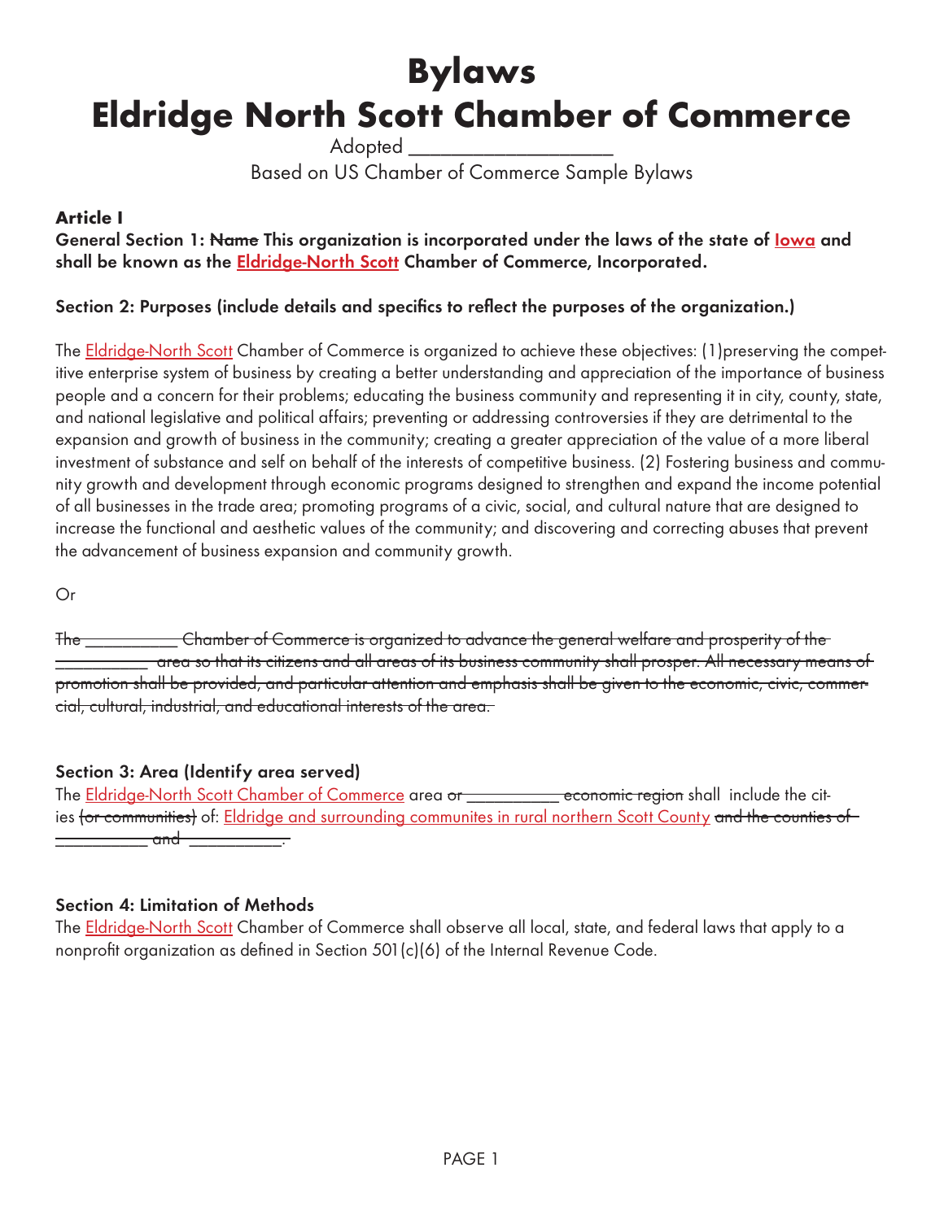# Bylaws

# Eldridge North Scott Chamber of Commerce

Adopted ____________________

Based on US Chamber of Commerce Sample Bylaws

**Article I**

**General Section 1: ~~Name~~ This organization is incorporated under the laws of the state of <u>Iowa</u> and shall be known as the <u>Eldridge-North Scott</u> Chamber of Commerce, Incorporated.**

**Section 2: Purposes (include details and specifics to reflect the purposes of the organization.)**

The <u>Eldridge-North Scott</u> Chamber of Commerce is organized to achieve these objectives: (1)preserving the competitive enterprise system of business by creating a better understanding and appreciation of the importance of business people and a concern for their problems; educating the business community and representing it in city, county, state, and national legislative and political affairs; preventing or addressing controversies if they are detrimental to the expansion and growth of business in the community; creating a greater appreciation of the value of a more liberal investment of substance and self on behalf of the interests of competitive business. (2) Fostering business and community growth and development through economic programs designed to strengthen and expand the income potential of all businesses in the trade area; promoting programs of a civic, social, and cultural nature that are designed to increase the functional and aesthetic values of the community; and discovering and correcting abuses that prevent the advancement of business expansion and community growth.

Or

~~The ___________ Chamber of Commerce is organized to advance the general welfare and prosperity of the ___________ area so that its citizens and all areas of its business community shall prosper. All necessary means of promotion shall be provided, and particular attention and emphasis shall be given to the economic, civic, commercial, cultural, industrial, and educational interests of the area.~~

**Section 3: Area (Identify area served)**

The <u>Eldridge-North Scott Chamber of Commerce</u> area ~~or ___________ economic region~~ shall include the cities ~~(or communities)~~ of: <u>Eldridge and surrounding communites in rural northern Scott County</u> ~~and the counties of ___________ and ___________.~~

**Section 4: Limitation of Methods**

The <u>Eldridge-North Scott</u> Chamber of Commerce shall observe all local, state, and federal laws that apply to a nonprofit organization as defined in Section 501(c)(6) of the Internal Revenue Code.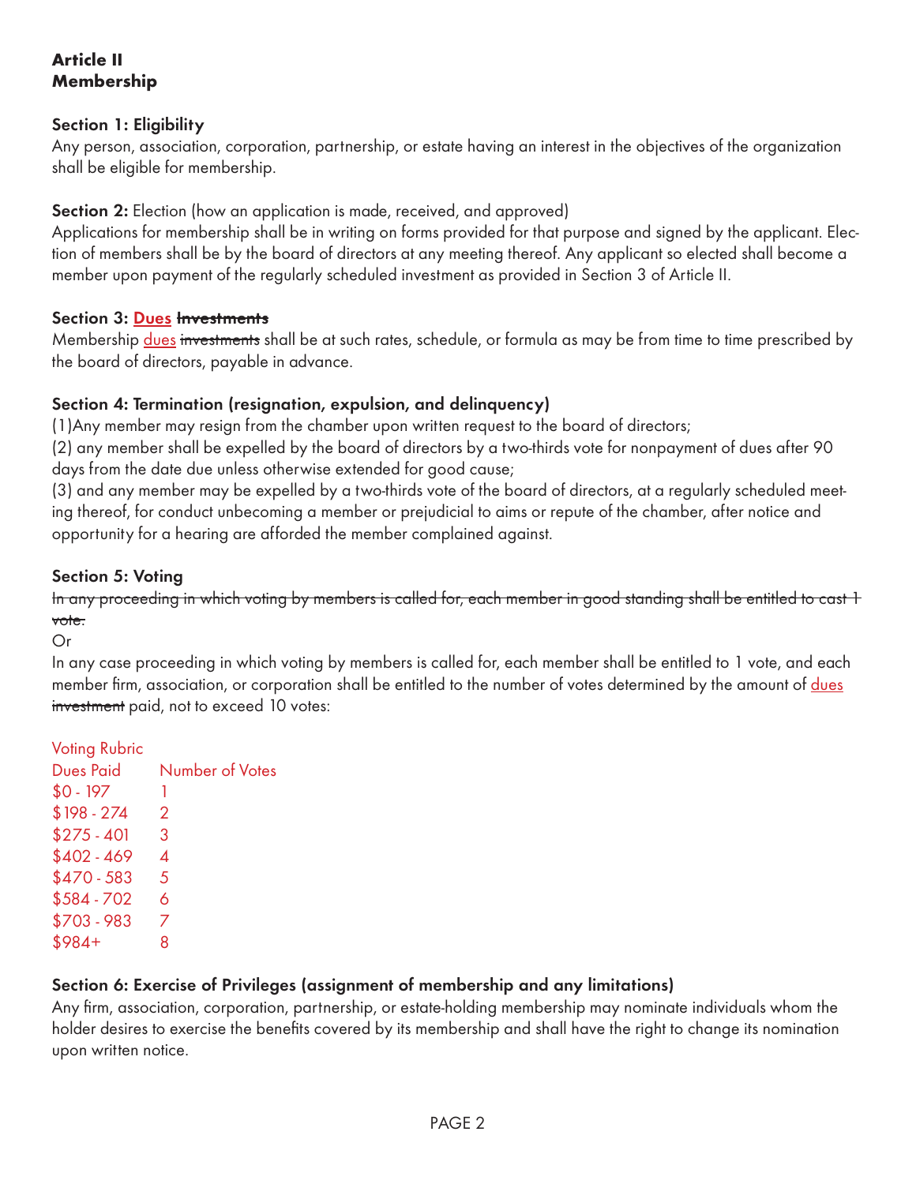**Article II**
**Membership**

**Section 1: Eligibility**
Any person, association, corporation, partnership, or estate having an interest in the objectives of the organization shall be eligible for membership.

**Section 2:** Election (how an application is made, received, and approved)
Applications for membership shall be in writing on forms provided for that purpose and signed by the applicant. Election of members shall be by the board of directors at any meeting thereof. Any applicant so elected shall become a member upon payment of the regularly scheduled investment as provided in Section 3 of Article II.

**Section 3: <u>Dues</u> ~~Investments~~**
Membership <u>dues</u> ~~investments~~ shall be at such rates, schedule, or formula as may be from time to time prescribed by the board of directors, payable in advance.

**Section 4: Termination (resignation, expulsion, and delinquency)**
(1)Any member may resign from the chamber upon written request to the board of directors;
(2) any member shall be expelled by the board of directors by a two-thirds vote for nonpayment of dues after 90 days from the date due unless otherwise extended for good cause;
(3) and any member may be expelled by a two-thirds vote of the board of directors, at a regularly scheduled meeting thereof, for conduct unbecoming a member or prejudicial to aims or repute of the chamber, after notice and opportunity for a hearing are afforded the member complained against.

**Section 5: Voting**
~~In any proceeding in which voting by members is called for, each member in good standing shall be entitled to cast 1 vote.~~
Or
In any case proceeding in which voting by members is called for, each member shall be entitled to 1 vote, and each member firm, association, or corporation shall be entitled to the number of votes determined by the amount of <u>dues</u> ~~investment~~ paid, not to exceed 10 votes:

Voting Rubric

| Dues Paid | Number of Votes |
|---|---|
| $0 - 197 | 1 |
| $198 - 274 | 2 |
| $275 - 401 | 3 |
| $402 - 469 | 4 |
| $470 - 583 | 5 |
| $584 - 702 | 6 |
| $703 - 983 | 7 |
| $984+ | 8 |

**Section 6: Exercise of Privileges (assignment of membership and any limitations)**
Any firm, association, corporation, partnership, or estate-holding membership may nominate individuals whom the holder desires to exercise the benefits covered by its membership and shall have the right to change its nomination upon written notice.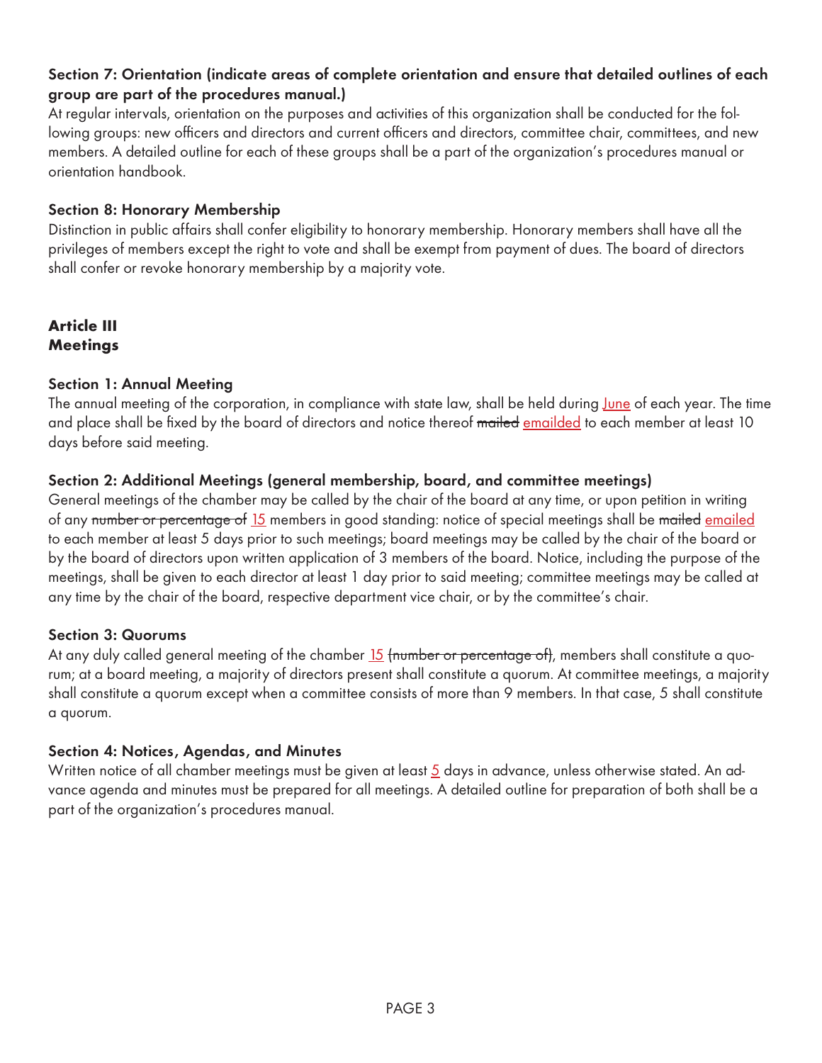### Section 7: Orientation (indicate areas of complete orientation and ensure that detailed outlines of each group are part of the procedures manual.)

At regular intervals, orientation on the purposes and activities of this organization shall be conducted for the following groups: new officers and directors and current officers and directors, committee chair, committees, and new members. A detailed outline for each of these groups shall be a part of the organization's procedures manual or orientation handbook.

### Section 8: Honorary Membership

Distinction in public affairs shall confer eligibility to honorary membership. Honorary members shall have all the privileges of members except the right to vote and shall be exempt from payment of dues. The board of directors shall confer or revoke honorary membership by a majority vote.

## Article III
## Meetings

### Section 1: Annual Meeting

The annual meeting of the corporation, in compliance with state law, shall be held during <u>June</u> of each year. The time and place shall be fixed by the board of directors and notice thereof ~~mailed~~ <u>emailded</u> to each member at least 10 days before said meeting.

### Section 2: Additional Meetings (general membership, board, and committee meetings)

General meetings of the chamber may be called by the chair of the board at any time, or upon petition in writing of any ~~number or percentage of~~ <u>15</u> members in good standing: notice of special meetings shall be ~~mailed~~ <u>emailed</u> to each member at least 5 days prior to such meetings; board meetings may be called by the chair of the board or by the board of directors upon written application of 3 members of the board. Notice, including the purpose of the meetings, shall be given to each director at least 1 day prior to said meeting; committee meetings may be called at any time by the chair of the board, respective department vice chair, or by the committee's chair.

### Section 3: Quorums

At any duly called general meeting of the chamber <u>15</u> ~~(number or percentage of)~~, members shall constitute a quorum; at a board meeting, a majority of directors present shall constitute a quorum. At committee meetings, a majority shall constitute a quorum except when a committee consists of more than 9 members. In that case, 5 shall constitute a quorum.

### Section 4: Notices, Agendas, and Minutes

Written notice of all chamber meetings must be given at least <u>5</u> days in advance, unless otherwise stated. An advance agenda and minutes must be prepared for all meetings. A detailed outline for preparation of both shall be a part of the organization's procedures manual.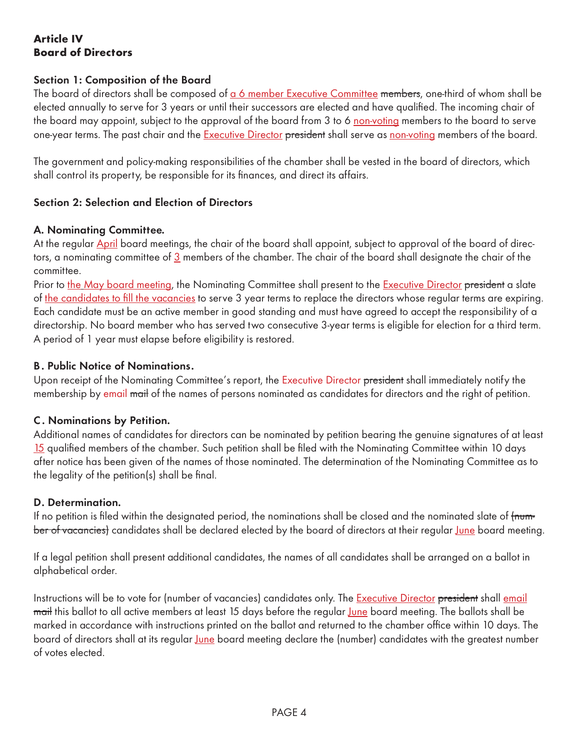## Article IV
## Board of Directors

### Section 1: Composition of the Board

The board of directors shall be composed of a 6 member Executive Committee ~~members~~, one-third of whom shall be elected annually to serve for 3 years or until their successors are elected and have qualified. The incoming chair of the board may appoint, subject to the approval of the board from 3 to 6 non-voting members to the board to serve one-year terms. The past chair and the Executive Director ~~president~~ shall serve as non-voting members of the board.

The government and policy-making responsibilities of the chamber shall be vested in the board of directors, which shall control its property, be responsible for its finances, and direct its affairs.

### Section 2: Selection and Election of Directors

#### A. Nominating Committee.

At the regular April board meetings, the chair of the board shall appoint, subject to approval of the board of directors, a nominating committee of 3 members of the chamber. The chair of the board shall designate the chair of the committee.

Prior to the May board meeting, the Nominating Committee shall present to the Executive Director ~~president~~ a slate of the candidates to fill the vacancies to serve 3 year terms to replace the directors whose regular terms are expiring. Each candidate must be an active member in good standing and must have agreed to accept the responsibility of a directorship. No board member who has served two consecutive 3-year terms is eligible for election for a third term. A period of 1 year must elapse before eligibility is restored.

#### B. Public Notice of Nominations.

Upon receipt of the Nominating Committee's report, the Executive Director ~~president~~ shall immediately notify the membership by email ~~mail~~ of the names of persons nominated as candidates for directors and the right of petition.

#### C. Nominations by Petition.

Additional names of candidates for directors can be nominated by petition bearing the genuine signatures of at least 15 qualified members of the chamber. Such petition shall be filed with the Nominating Committee within 10 days after notice has been given of the names of those nominated. The determination of the Nominating Committee as to the legality of the petition(s) shall be final.

#### D. Determination.

If no petition is filed within the designated period, the nominations shall be closed and the nominated slate of ~~(number of vacancies)~~ candidates shall be declared elected by the board of directors at their regular June board meeting.

If a legal petition shall present additional candidates, the names of all candidates shall be arranged on a ballot in alphabetical order.

Instructions will be to vote for (number of vacancies) candidates only. The Executive Director ~~president~~ shall email ~~mail~~ this ballot to all active members at least 15 days before the regular June board meeting. The ballots shall be marked in accordance with instructions printed on the ballot and returned to the chamber office within 10 days. The board of directors shall at its regular June board meeting declare the (number) candidates with the greatest number of votes elected.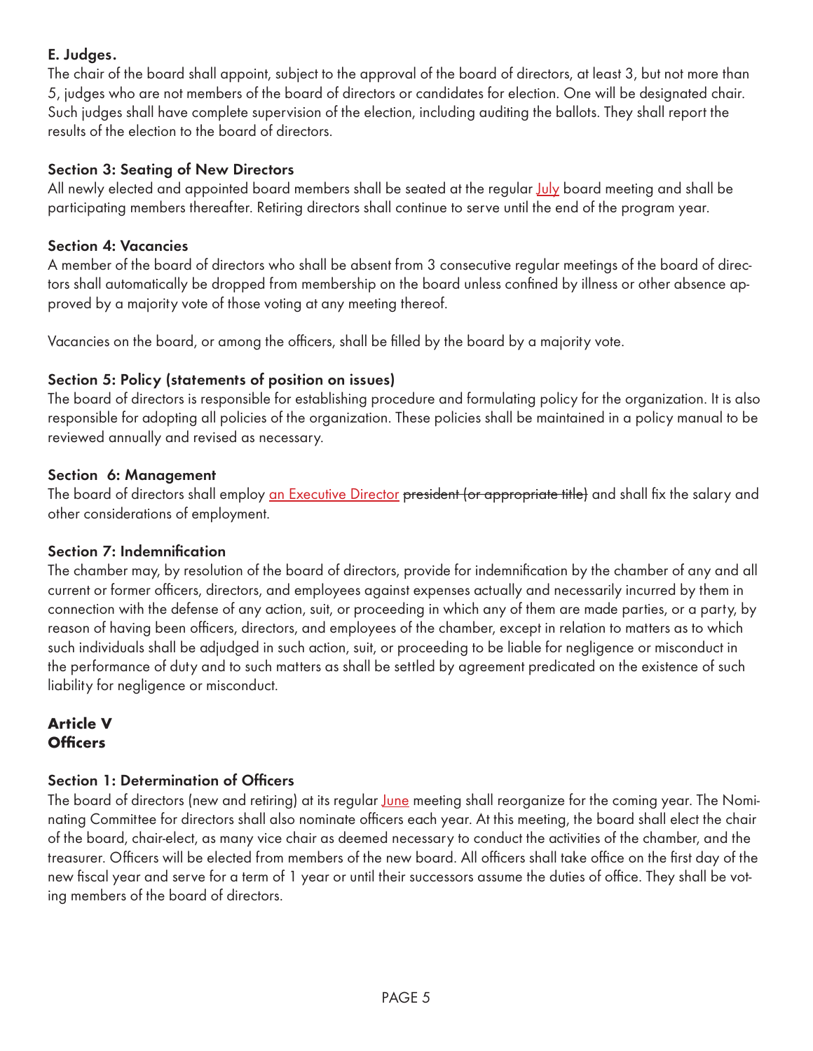### E. Judges.

The chair of the board shall appoint, subject to the approval of the board of directors, at least 3, but not more than 5, judges who are not members of the board of directors or candidates for election. One will be designated chair. Such judges shall have complete supervision of the election, including auditing the ballots. They shall report the results of the election to the board of directors.

### Section 3: Seating of New Directors

All newly elected and appointed board members shall be seated at the regular <u>July</u> board meeting and shall be participating members thereafter. Retiring directors shall continue to serve until the end of the program year.

### Section 4: Vacancies

A member of the board of directors who shall be absent from 3 consecutive regular meetings of the board of directors shall automatically be dropped from membership on the board unless confined by illness or other absence approved by a majority vote of those voting at any meeting thereof.

Vacancies on the board, or among the officers, shall be filled by the board by a majority vote.

### Section 5: Policy (statements of position on issues)

The board of directors is responsible for establishing procedure and formulating policy for the organization. It is also responsible for adopting all policies of the organization. These policies shall be maintained in a policy manual to be reviewed annually and revised as necessary.

### Section 6: Management

The board of directors shall employ <u>an Executive Director</u> ~~president (or appropriate title)~~ and shall fix the salary and other considerations of employment.

### Section 7: Indemnification

The chamber may, by resolution of the board of directors, provide for indemnification by the chamber of any and all current or former officers, directors, and employees against expenses actually and necessarily incurred by them in connection with the defense of any action, suit, or proceeding in which any of them are made parties, or a party, by reason of having been officers, directors, and employees of the chamber, except in relation to matters as to which such individuals shall be adjudged in such action, suit, or proceeding to be liable for negligence or misconduct in the performance of duty and to such matters as shall be settled by agreement predicated on the existence of such liability for negligence or misconduct.

## Article V
## Officers

### Section 1: Determination of Officers

The board of directors (new and retiring) at its regular <u>June</u> meeting shall reorganize for the coming year. The Nominating Committee for directors shall also nominate officers each year. At this meeting, the board shall elect the chair of the board, chair-elect, as many vice chair as deemed necessary to conduct the activities of the chamber, and the treasurer. Officers will be elected from members of the new board. All officers shall take office on the first day of the new fiscal year and serve for a term of 1 year or until their successors assume the duties of office. They shall be voting members of the board of directors.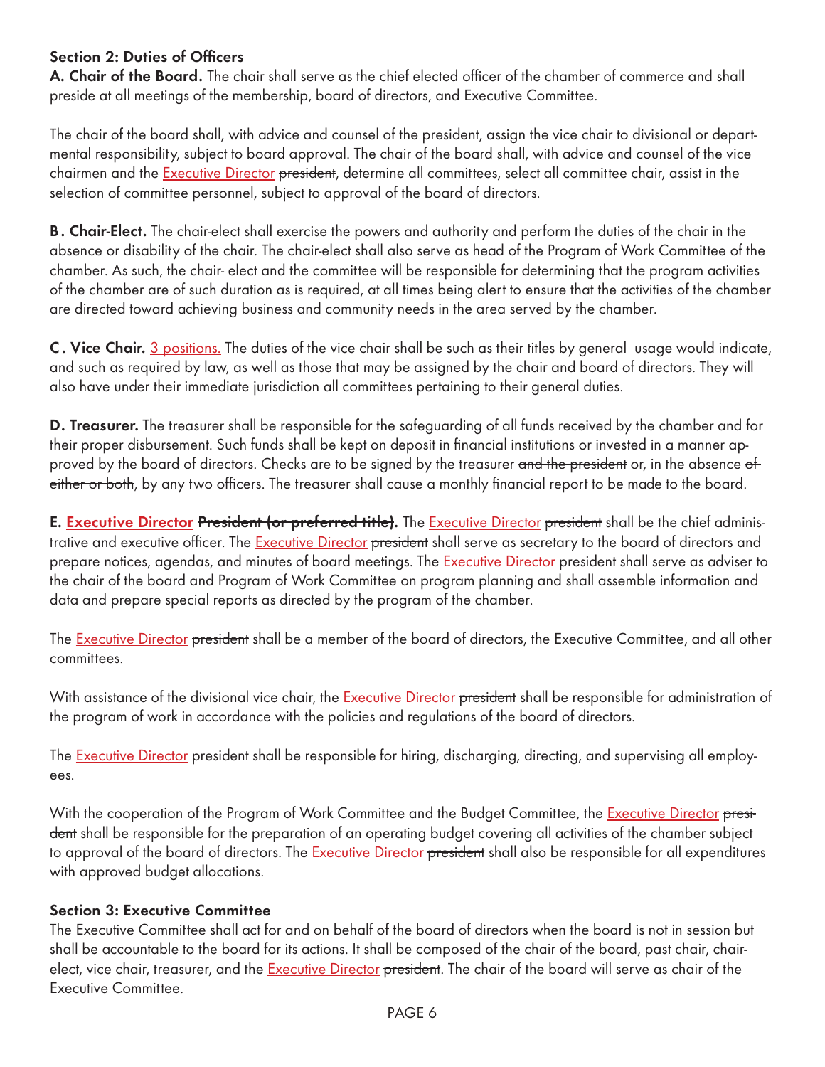### Section 2: Duties of Officers

**A. Chair of the Board.** The chair shall serve as the chief elected officer of the chamber of commerce and shall preside at all meetings of the membership, board of directors, and Executive Committee.

The chair of the board shall, with advice and counsel of the president, assign the vice chair to divisional or departmental responsibility, subject to board approval. The chair of the board shall, with advice and counsel of the vice chairmen and the <u>Executive Director</u> ~~president~~, determine all committees, select all committee chair, assist in the selection of committee personnel, subject to approval of the board of directors.

**B. Chair-Elect.** The chair-elect shall exercise the powers and authority and perform the duties of the chair in the absence or disability of the chair. The chair-elect shall also serve as head of the Program of Work Committee of the chamber. As such, the chair- elect and the committee will be responsible for determining that the program activities of the chamber are of such duration as is required, at all times being alert to ensure that the activities of the chamber are directed toward achieving business and community needs in the area served by the chamber.

**C. Vice Chair.** <u>3 positions.</u> The duties of the vice chair shall be such as their titles by general usage would indicate, and such as required by law, as well as those that may be assigned by the chair and board of directors. They will also have under their immediate jurisdiction all committees pertaining to their general duties.

**D. Treasurer.** The treasurer shall be responsible for the safeguarding of all funds received by the chamber and for their proper disbursement. Such funds shall be kept on deposit in financial institutions or invested in a manner approved by the board of directors. Checks are to be signed by the treasurer ~~and the president~~ or, in the absence ~~of either or both~~, by any two officers. The treasurer shall cause a monthly financial report to be made to the board.

**E. <u>Executive Director</u> ~~President (or preferred title)~~.** The <u>Executive Director</u> ~~president~~ shall be the chief administrative and executive officer. The <u>Executive Director</u> ~~president~~ shall serve as secretary to the board of directors and prepare notices, agendas, and minutes of board meetings. The <u>Executive Director</u> ~~president~~ shall serve as adviser to the chair of the board and Program of Work Committee on program planning and shall assemble information and data and prepare special reports as directed by the program of the chamber.

The <u>Executive Director</u> ~~president~~ shall be a member of the board of directors, the Executive Committee, and all other committees.

With assistance of the divisional vice chair, the <u>Executive Director</u> ~~president~~ shall be responsible for administration of the program of work in accordance with the policies and regulations of the board of directors.

The <u>Executive Director</u> ~~president~~ shall be responsible for hiring, discharging, directing, and supervising all employees.

With the cooperation of the Program of Work Committee and the Budget Committee, the <u>Executive Director</u> ~~president~~ shall be responsible for the preparation of an operating budget covering all activities of the chamber subject to approval of the board of directors. The <u>Executive Director</u> ~~president~~ shall also be responsible for all expenditures with approved budget allocations.

### Section 3: Executive Committee

The Executive Committee shall act for and on behalf of the board of directors when the board is not in session but shall be accountable to the board for its actions. It shall be composed of the chair of the board, past chair, chair-elect, vice chair, treasurer, and the <u>Executive Director</u> ~~president~~. The chair of the board will serve as chair of the Executive Committee.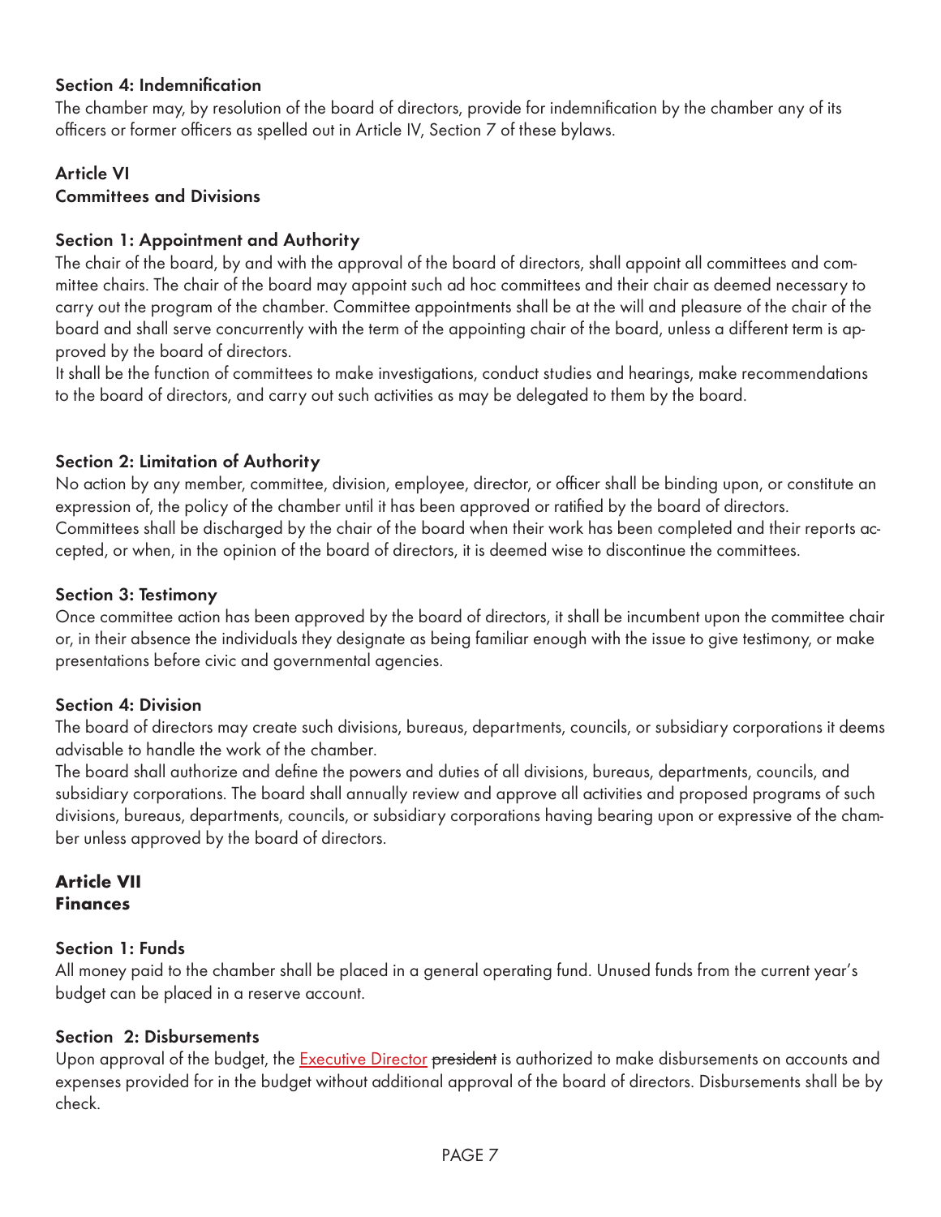### Section 4: Indemnification

The chamber may, by resolution of the board of directors, provide for indemnification by the chamber any of its officers or former officers as spelled out in Article IV, Section 7 of these bylaws.

## Article VI
## Committees and Divisions

### Section 1: Appointment and Authority

The chair of the board, by and with the approval of the board of directors, shall appoint all committees and committee chairs. The chair of the board may appoint such ad hoc committees and their chair as deemed necessary to carry out the program of the chamber. Committee appointments shall be at the will and pleasure of the chair of the board and shall serve concurrently with the term of the appointing chair of the board, unless a different term is approved by the board of directors.

It shall be the function of committees to make investigations, conduct studies and hearings, make recommendations to the board of directors, and carry out such activities as may be delegated to them by the board.

### Section 2: Limitation of Authority

No action by any member, committee, division, employee, director, or officer shall be binding upon, or constitute an expression of, the policy of the chamber until it has been approved or ratified by the board of directors.

Committees shall be discharged by the chair of the board when their work has been completed and their reports accepted, or when, in the opinion of the board of directors, it is deemed wise to discontinue the committees.

### Section 3: Testimony

Once committee action has been approved by the board of directors, it shall be incumbent upon the committee chair or, in their absence the individuals they designate as being familiar enough with the issue to give testimony, or make presentations before civic and governmental agencies.

### Section 4: Division

The board of directors may create such divisions, bureaus, departments, councils, or subsidiary corporations it deems advisable to handle the work of the chamber.

The board shall authorize and define the powers and duties of all divisions, bureaus, departments, councils, and subsidiary corporations. The board shall annually review and approve all activities and proposed programs of such divisions, bureaus, departments, councils, or subsidiary corporations having bearing upon or expressive of the chamber unless approved by the board of directors.

## Article VII
## Finances

### Section 1: Funds

All money paid to the chamber shall be placed in a general operating fund. Unused funds from the current year's budget can be placed in a reserve account.

### Section 2: Disbursements

Upon approval of the budget, the Executive Director ~~president~~ is authorized to make disbursements on accounts and expenses provided for in the budget without additional approval of the board of directors. Disbursements shall be by check.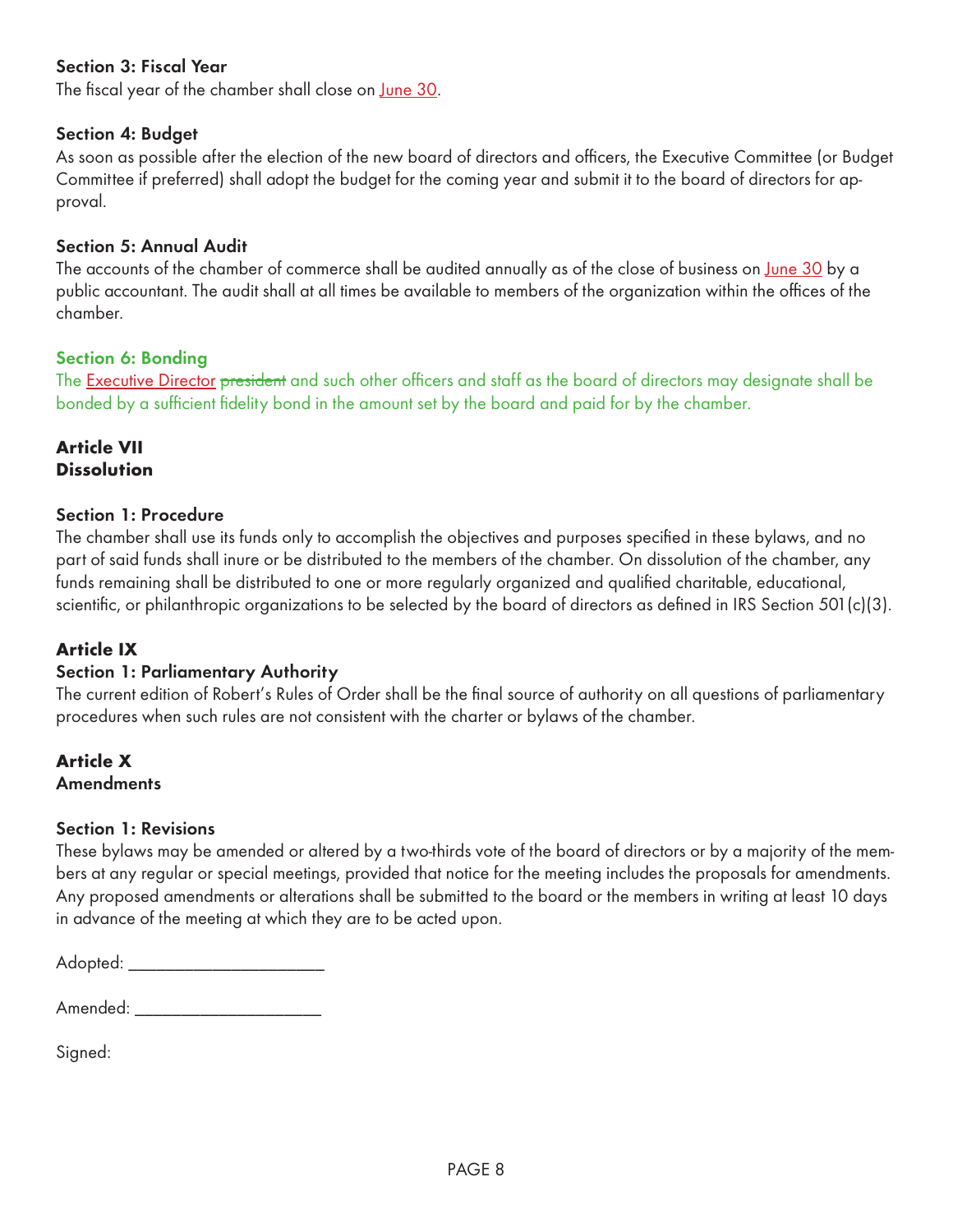### Section 3: Fiscal Year

The fiscal year of the chamber shall close on June 30.

### Section 4: Budget

As soon as possible after the election of the new board of directors and officers, the Executive Committee (or Budget Committee if preferred) shall adopt the budget for the coming year and submit it to the board of directors for approval.

### Section 5: Annual Audit

The accounts of the chamber of commerce shall be audited annually as of the close of business on June 30 by a public accountant. The audit shall at all times be available to members of the organization within the offices of the chamber.

### Section 6: Bonding

The Executive Director ~~president~~ and such other officers and staff as the board of directors may designate shall be bonded by a sufficient fidelity bond in the amount set by the board and paid for by the chamber.

## Article VII
## Dissolution

### Section 1: Procedure

The chamber shall use its funds only to accomplish the objectives and purposes specified in these bylaws, and no part of said funds shall inure or be distributed to the members of the chamber. On dissolution of the chamber, any funds remaining shall be distributed to one or more regularly organized and qualified charitable, educational, scientific, or philanthropic organizations to be selected by the board of directors as defined in IRS Section 501(c)(3).

## Article IX

### Section 1: Parliamentary Authority

The current edition of Robert's Rules of Order shall be the final source of authority on all questions of parliamentary procedures when such rules are not consistent with the charter or bylaws of the chamber.

## Article X
## Amendments

### Section 1: Revisions

These bylaws may be amended or altered by a two-thirds vote of the board of directors or by a majority of the members at any regular or special meetings, provided that notice for the meeting includes the proposals for amendments. Any proposed amendments or alterations shall be submitted to the board or the members in writing at least 10 days in advance of the meeting at which they are to be acted upon.

Adopted: ______________________

Amended: _____________________

Signed: